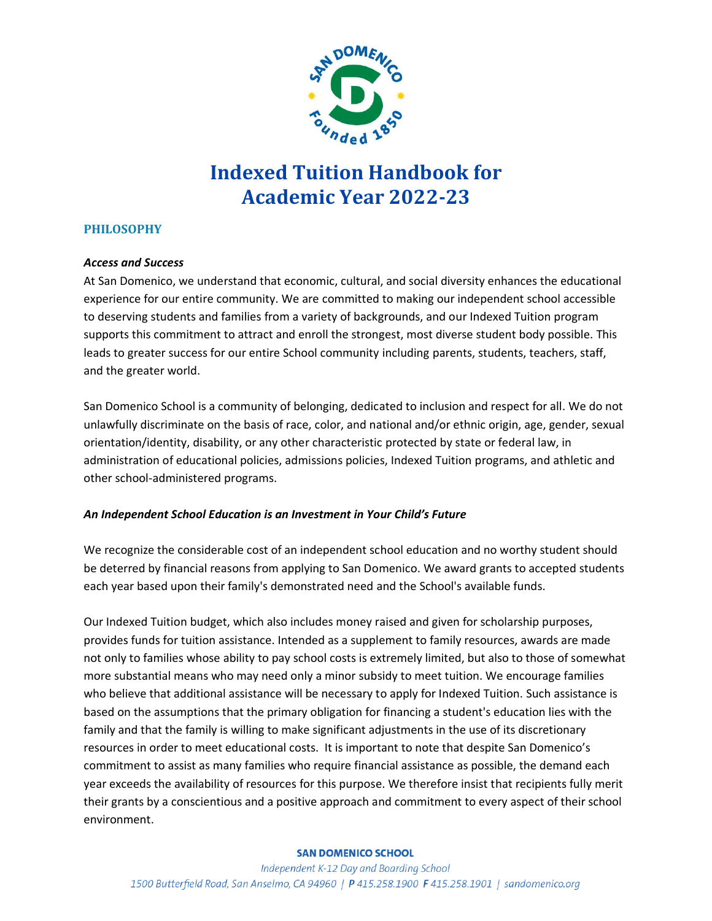# Indexed Tuition Handbook for Academic Year 2022-23

## PHILOSOPHY

***Access and Success***

At San Domenico, we understand that economic, cultural, and social diversity enhances the educational experience for our entire community. We are committed to making our independent school accessible to deserving students and families from a variety of backgrounds, and our Indexed Tuition program supports this commitment to attract and enroll the strongest, most diverse student body possible. This leads to greater success for our entire School community including parents, students, teachers, staff, and the greater world.

San Domenico School is a community of belonging, dedicated to inclusion and respect for all. We do not unlawfully discriminate on the basis of race, color, and national and/or ethnic origin, age, gender, sexual orientation/identity, disability, or any other characteristic protected by state or federal law, in administration of educational policies, admissions policies, Indexed Tuition programs, and athletic and other school-administered programs.

***An Independent School Education is an Investment in Your Child's Future***

We recognize the considerable cost of an independent school education and no worthy student should be deterred by financial reasons from applying to San Domenico. We award grants to accepted students each year based upon their family's demonstrated need and the School's available funds.

Our Indexed Tuition budget, which also includes money raised and given for scholarship purposes, provides funds for tuition assistance. Intended as a supplement to family resources, awards are made not only to families whose ability to pay school costs is extremely limited, but also to those of somewhat more substantial means who may need only a minor subsidy to meet tuition. We encourage families who believe that additional assistance will be necessary to apply for Indexed Tuition. Such assistance is based on the assumptions that the primary obligation for financing a student's education lies with the family and that the family is willing to make significant adjustments in the use of its discretionary resources in order to meet educational costs. It is important to note that despite San Domenico's commitment to assist as many families who require financial assistance as possible, the demand each year exceeds the availability of resources for this purpose. We therefore insist that recipients fully merit their grants by a conscientious and a positive approach and commitment to every aspect of their school environment.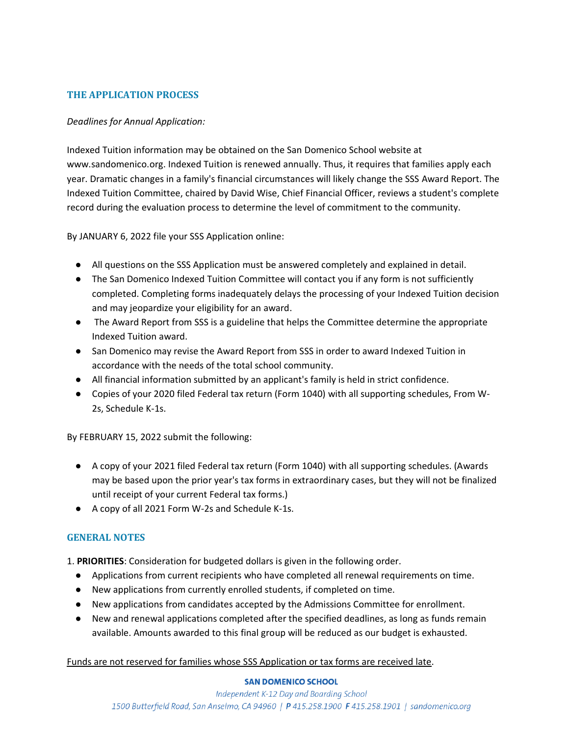## THE APPLICATION PROCESS

*Deadlines for Annual Application:*

Indexed Tuition information may be obtained on the San Domenico School website at www.sandomenico.org. Indexed Tuition is renewed annually. Thus, it requires that families apply each year. Dramatic changes in a family's financial circumstances will likely change the SSS Award Report. The Indexed Tuition Committee, chaired by David Wise, Chief Financial Officer, reviews a student's complete record during the evaluation process to determine the level of commitment to the community.

By JANUARY 6, 2022 file your SSS Application online:

- All questions on the SSS Application must be answered completely and explained in detail.
- The San Domenico Indexed Tuition Committee will contact you if any form is not sufficiently completed. Completing forms inadequately delays the processing of your Indexed Tuition decision and may jeopardize your eligibility for an award.
- The Award Report from SSS is a guideline that helps the Committee determine the appropriate Indexed Tuition award.
- San Domenico may revise the Award Report from SSS in order to award Indexed Tuition in accordance with the needs of the total school community.
- All financial information submitted by an applicant's family is held in strict confidence.
- Copies of your 2020 filed Federal tax return (Form 1040) with all supporting schedules, From W-2s, Schedule K-1s.

By FEBRUARY 15, 2022 submit the following:

- A copy of your 2021 filed Federal tax return (Form 1040) with all supporting schedules. (Awards may be based upon the prior year's tax forms in extraordinary cases, but they will not be finalized until receipt of your current Federal tax forms.)
- A copy of all 2021 Form W-2s and Schedule K-1s.

## GENERAL NOTES

1. **PRIORITIES**: Consideration for budgeted dollars is given in the following order.
   - Applications from current recipients who have completed all renewal requirements on time.
   - New applications from currently enrolled students, if completed on time.
   - New applications from candidates accepted by the Admissions Committee for enrollment.
   - New and renewal applications completed after the specified deadlines, as long as funds remain available. Amounts awarded to this final group will be reduced as our budget is exhausted.

<u>Funds are not reserved for families whose SSS Application or tax forms are received late</u>.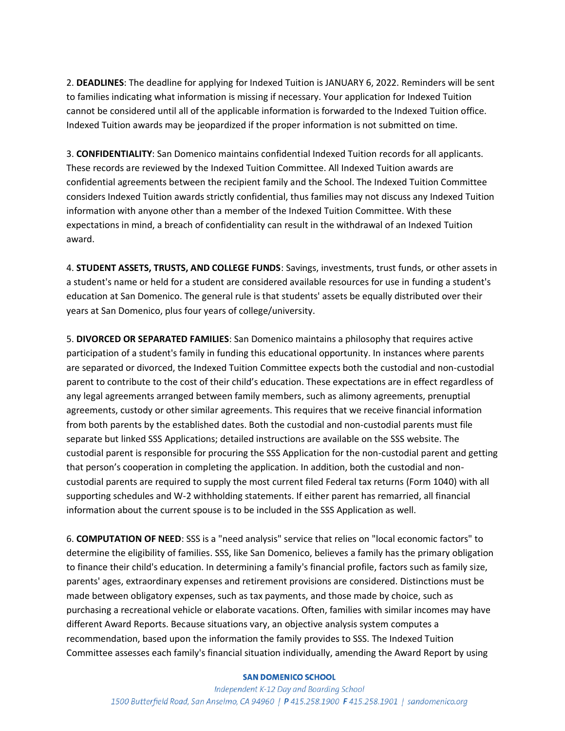2. **DEADLINES**: The deadline for applying for Indexed Tuition is JANUARY 6, 2022. Reminders will be sent to families indicating what information is missing if necessary. Your application for Indexed Tuition cannot be considered until all of the applicable information is forwarded to the Indexed Tuition office. Indexed Tuition awards may be jeopardized if the proper information is not submitted on time.

3. **CONFIDENTIALITY**: San Domenico maintains confidential Indexed Tuition records for all applicants. These records are reviewed by the Indexed Tuition Committee. All Indexed Tuition awards are confidential agreements between the recipient family and the School. The Indexed Tuition Committee considers Indexed Tuition awards strictly confidential, thus families may not discuss any Indexed Tuition information with anyone other than a member of the Indexed Tuition Committee. With these expectations in mind, a breach of confidentiality can result in the withdrawal of an Indexed Tuition award.

4. **STUDENT ASSETS, TRUSTS, AND COLLEGE FUNDS**: Savings, investments, trust funds, or other assets in a student's name or held for a student are considered available resources for use in funding a student's education at San Domenico. The general rule is that students' assets be equally distributed over their years at San Domenico, plus four years of college/university.

5. **DIVORCED OR SEPARATED FAMILIES**: San Domenico maintains a philosophy that requires active participation of a student's family in funding this educational opportunity. In instances where parents are separated or divorced, the Indexed Tuition Committee expects both the custodial and non-custodial parent to contribute to the cost of their child's education. These expectations are in effect regardless of any legal agreements arranged between family members, such as alimony agreements, prenuptial agreements, custody or other similar agreements. This requires that we receive financial information from both parents by the established dates. Both the custodial and non-custodial parents must file separate but linked SSS Applications; detailed instructions are available on the SSS website. The custodial parent is responsible for procuring the SSS Application for the non-custodial parent and getting that person's cooperation in completing the application. In addition, both the custodial and non-custodial parents are required to supply the most current filed Federal tax returns (Form 1040) with all supporting schedules and W-2 withholding statements. If either parent has remarried, all financial information about the current spouse is to be included in the SSS Application as well.

6. **COMPUTATION OF NEED**: SSS is a "need analysis" service that relies on "local economic factors" to determine the eligibility of families. SSS, like San Domenico, believes a family has the primary obligation to finance their child's education. In determining a family's financial profile, factors such as family size, parents' ages, extraordinary expenses and retirement provisions are considered. Distinctions must be made between obligatory expenses, such as tax payments, and those made by choice, such as purchasing a recreational vehicle or elaborate vacations. Often, families with similar incomes may have different Award Reports. Because situations vary, an objective analysis system computes a recommendation, based upon the information the family provides to SSS. The Indexed Tuition Committee assesses each family's financial situation individually, amending the Award Report by using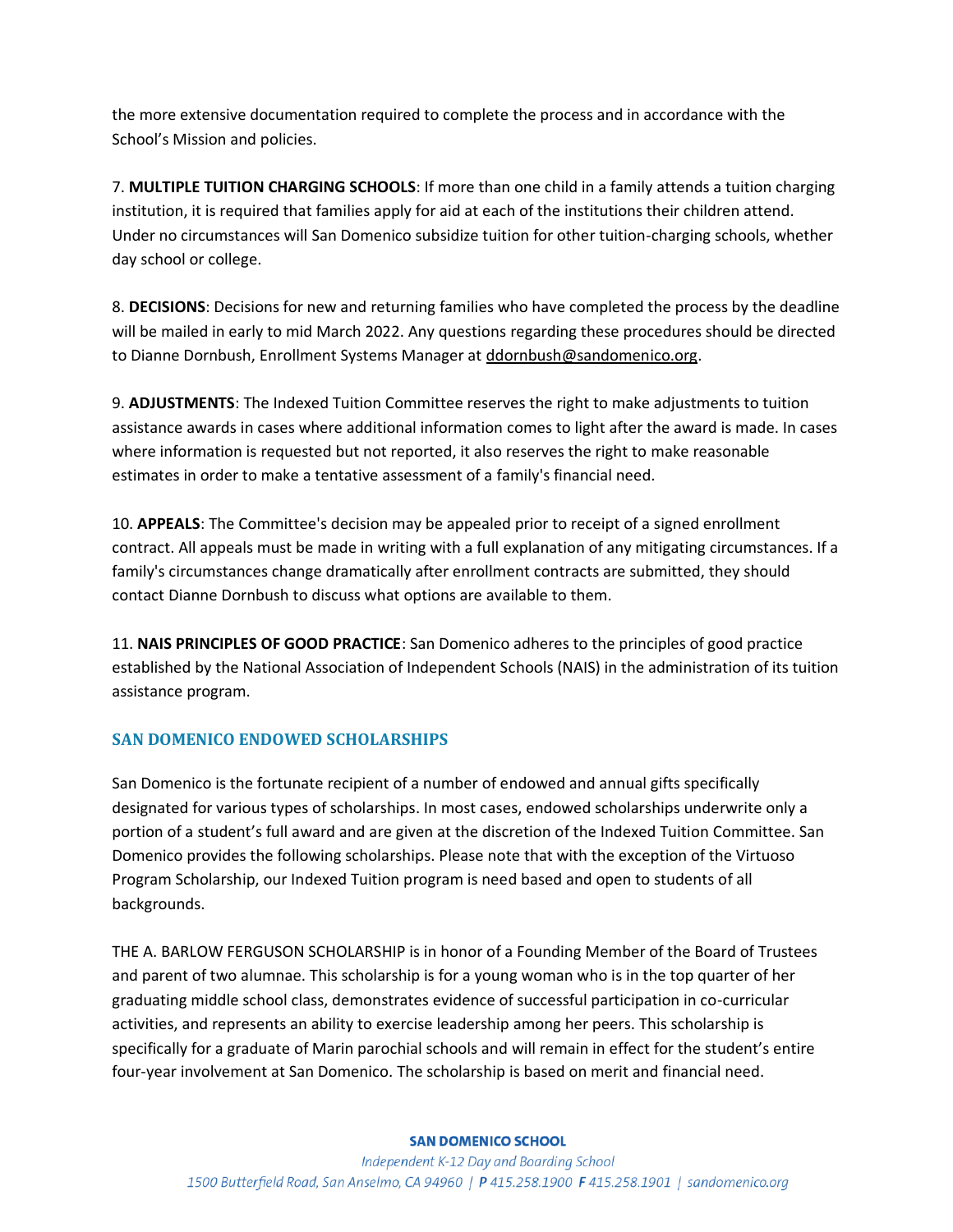the more extensive documentation required to complete the process and in accordance with the School's Mission and policies.

7. **MULTIPLE TUITION CHARGING SCHOOLS**: If more than one child in a family attends a tuition charging institution, it is required that families apply for aid at each of the institutions their children attend. Under no circumstances will San Domenico subsidize tuition for other tuition-charging schools, whether day school or college.

8. **DECISIONS**: Decisions for new and returning families who have completed the process by the deadline will be mailed in early to mid March 2022. Any questions regarding these procedures should be directed to Dianne Dornbush, Enrollment Systems Manager at ddornbush@sandomenico.org.

9. **ADJUSTMENTS**: The Indexed Tuition Committee reserves the right to make adjustments to tuition assistance awards in cases where additional information comes to light after the award is made. In cases where information is requested but not reported, it also reserves the right to make reasonable estimates in order to make a tentative assessment of a family's financial need.

10. **APPEALS**: The Committee's decision may be appealed prior to receipt of a signed enrollment contract. All appeals must be made in writing with a full explanation of any mitigating circumstances. If a family's circumstances change dramatically after enrollment contracts are submitted, they should contact Dianne Dornbush to discuss what options are available to them.

11. **NAIS PRINCIPLES OF GOOD PRACTICE**: San Domenico adheres to the principles of good practice established by the National Association of Independent Schools (NAIS) in the administration of its tuition assistance program.

## SAN DOMENICO ENDOWED SCHOLARSHIPS

San Domenico is the fortunate recipient of a number of endowed and annual gifts specifically designated for various types of scholarships. In most cases, endowed scholarships underwrite only a portion of a student's full award and are given at the discretion of the Indexed Tuition Committee. San Domenico provides the following scholarships. Please note that with the exception of the Virtuoso Program Scholarship, our Indexed Tuition program is need based and open to students of all backgrounds.

THE A. BARLOW FERGUSON SCHOLARSHIP is in honor of a Founding Member of the Board of Trustees and parent of two alumnae. This scholarship is for a young woman who is in the top quarter of her graduating middle school class, demonstrates evidence of successful participation in co-curricular activities, and represents an ability to exercise leadership among her peers. This scholarship is specifically for a graduate of Marin parochial schools and will remain in effect for the student's entire four-year involvement at San Domenico. The scholarship is based on merit and financial need.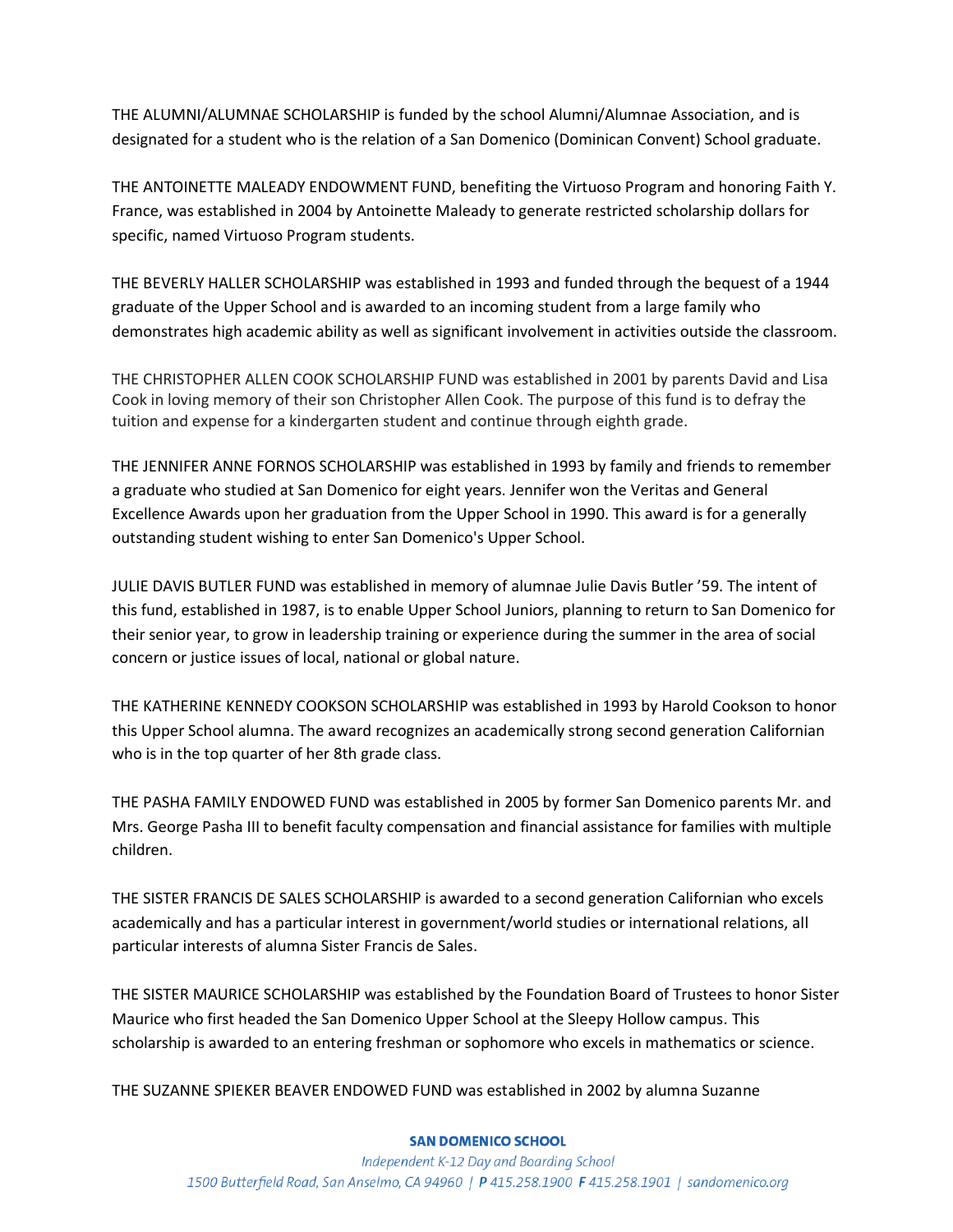THE ALUMNI/ALUMNAE SCHOLARSHIP is funded by the school Alumni/Alumnae Association, and is designated for a student who is the relation of a San Domenico (Dominican Convent) School graduate.

THE ANTOINETTE MALEADY ENDOWMENT FUND, benefiting the Virtuoso Program and honoring Faith Y. France, was established in 2004 by Antoinette Maleady to generate restricted scholarship dollars for specific, named Virtuoso Program students.

THE BEVERLY HALLER SCHOLARSHIP was established in 1993 and funded through the bequest of a 1944 graduate of the Upper School and is awarded to an incoming student from a large family who demonstrates high academic ability as well as significant involvement in activities outside the classroom.

THE CHRISTOPHER ALLEN COOK SCHOLARSHIP FUND was established in 2001 by parents David and Lisa Cook in loving memory of their son Christopher Allen Cook. The purpose of this fund is to defray the tuition and expense for a kindergarten student and continue through eighth grade.

THE JENNIFER ANNE FORNOS SCHOLARSHIP was established in 1993 by family and friends to remember a graduate who studied at San Domenico for eight years. Jennifer won the Veritas and General Excellence Awards upon her graduation from the Upper School in 1990. This award is for a generally outstanding student wishing to enter San Domenico's Upper School.

JULIE DAVIS BUTLER FUND was established in memory of alumnae Julie Davis Butler '59. The intent of this fund, established in 1987, is to enable Upper School Juniors, planning to return to San Domenico for their senior year, to grow in leadership training or experience during the summer in the area of social concern or justice issues of local, national or global nature.

THE KATHERINE KENNEDY COOKSON SCHOLARSHIP was established in 1993 by Harold Cookson to honor this Upper School alumna. The award recognizes an academically strong second generation Californian who is in the top quarter of her 8th grade class.

THE PASHA FAMILY ENDOWED FUND was established in 2005 by former San Domenico parents Mr. and Mrs. George Pasha III to benefit faculty compensation and financial assistance for families with multiple children.

THE SISTER FRANCIS DE SALES SCHOLARSHIP is awarded to a second generation Californian who excels academically and has a particular interest in government/world studies or international relations, all particular interests of alumna Sister Francis de Sales.

THE SISTER MAURICE SCHOLARSHIP was established by the Foundation Board of Trustees to honor Sister Maurice who first headed the San Domenico Upper School at the Sleepy Hollow campus. This scholarship is awarded to an entering freshman or sophomore who excels in mathematics or science.

THE SUZANNE SPIEKER BEAVER ENDOWED FUND was established in 2002 by alumna Suzanne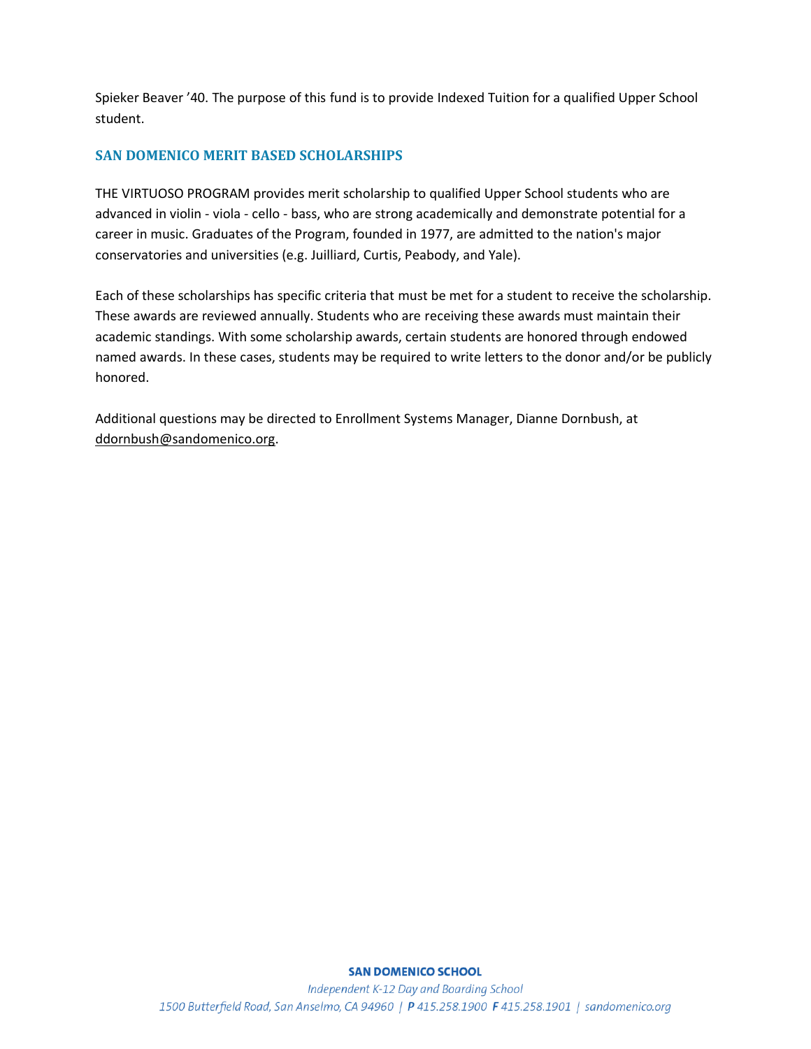Spieker Beaver '40. The purpose of this fund is to provide Indexed Tuition for a qualified Upper School student.

## SAN DOMENICO MERIT BASED SCHOLARSHIPS

THE VIRTUOSO PROGRAM provides merit scholarship to qualified Upper School students who are advanced in violin - viola - cello - bass, who are strong academically and demonstrate potential for a career in music. Graduates of the Program, founded in 1977, are admitted to the nation's major conservatories and universities (e.g. Juilliard, Curtis, Peabody, and Yale).

Each of these scholarships has specific criteria that must be met for a student to receive the scholarship. These awards are reviewed annually. Students who are receiving these awards must maintain their academic standings. With some scholarship awards, certain students are honored through endowed named awards. In these cases, students may be required to write letters to the donor and/or be publicly honored.

Additional questions may be directed to Enrollment Systems Manager, Dianne Dornbush, at ddornbush@sandomenico.org.